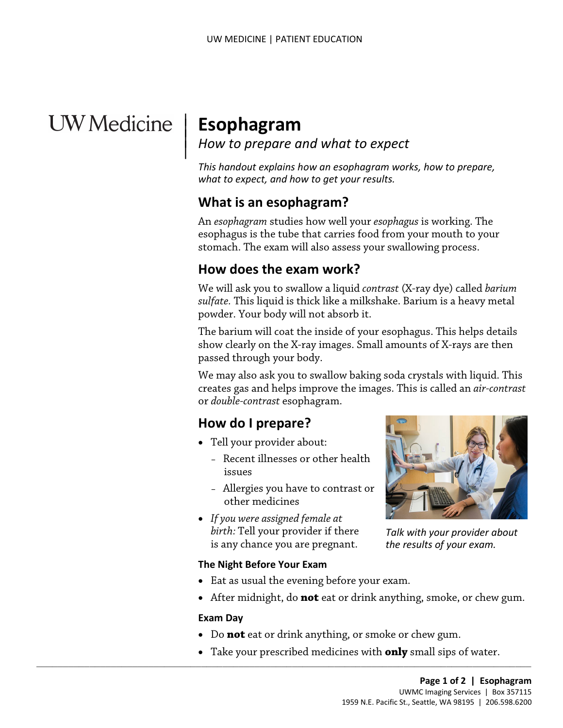# Esophagram

*How to prepare and what to expect*

*This handout explains how an esophagram works, how to prepare, what to expect, and how to get your results.*

## What is an esophagram?

An *esophagram* studies how well your *esophagus* is working. The esophagus is the tube that carries food from your mouth to your stomach. The exam will also assess your swallowing process.

## How does the exam work?

We will ask you to swallow a liquid *contrast* (X-ray dye) called *barium sulfate*. This liquid is thick like a milkshake. Barium is a heavy metal powder. Your body will not absorb it.

The barium will coat the inside of your esophagus. This helps details show clearly on the X-ray images. Small amounts of X-rays are then passed through your body.

We may also ask you to swallow baking soda crystals with liquid. This creates gas and helps improve the images. This is called an *air-contrast* or *double-contrast* esophagram.

## How do I prepare?

- Tell your provider about:
  - Recent illnesses or other health issues
  - Allergies you have to contrast or other medicines
- *If you were assigned female at birth:* Tell your provider if there is any chance you are pregnant.

*Talk with your provider about the results of your exam.*

### The Night Before Your Exam

- Eat as usual the evening before your exam.
- After midnight, do **not** eat or drink anything, smoke, or chew gum.

### Exam Day

- Do **not** eat or drink anything, or smoke or chew gum.
- Take your prescribed medicines with **only** small sips of water.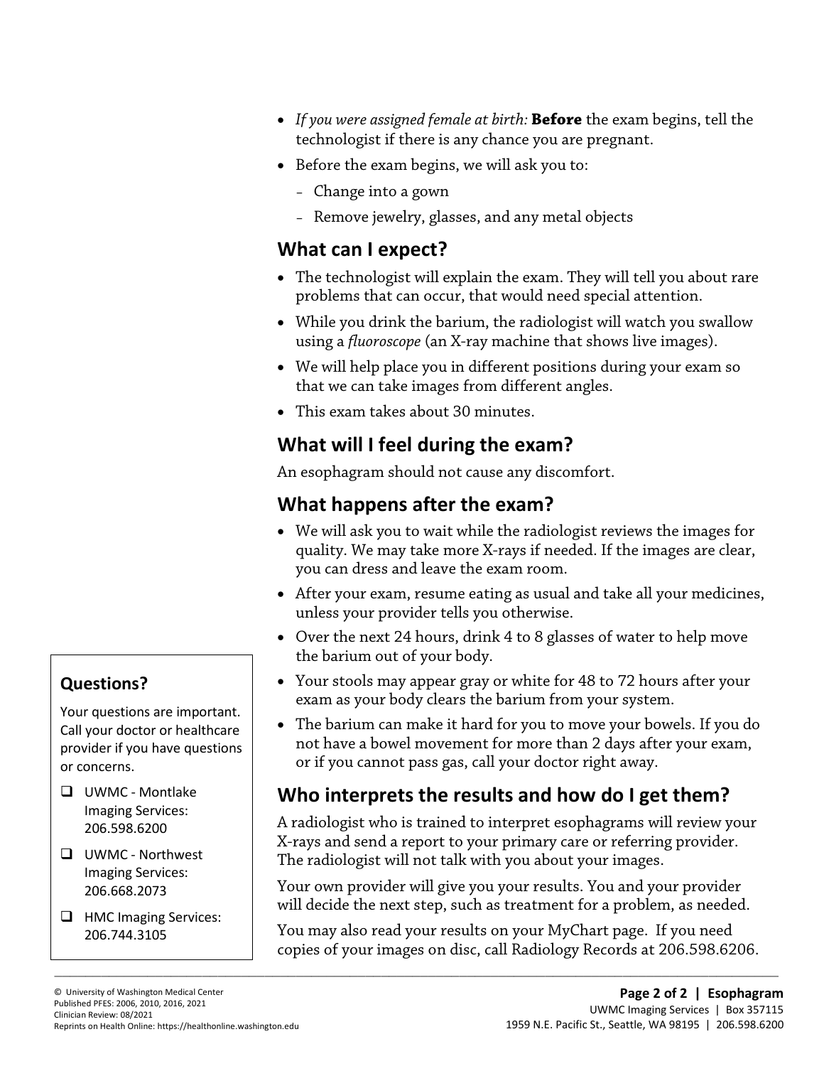- *If you were assigned female at birth:* **Before** the exam begins, tell the technologist if there is any chance you are pregnant.
- Before the exam begins, we will ask you to:
  - Change into a gown
  - Remove jewelry, glasses, and any metal objects

## What can I expect?

- The technologist will explain the exam. They will tell you about rare problems that can occur, that would need special attention.
- While you drink the barium, the radiologist will watch you swallow using a *fluoroscope* (an X-ray machine that shows live images).
- We will help place you in different positions during your exam so that we can take images from different angles.
- This exam takes about 30 minutes.

## What will I feel during the exam?

An esophagram should not cause any discomfort.

## What happens after the exam?

- We will ask you to wait while the radiologist reviews the images for quality. We may take more X-rays if needed. If the images are clear, you can dress and leave the exam room.
- After your exam, resume eating as usual and take all your medicines, unless your provider tells you otherwise.
- Over the next 24 hours, drink 4 to 8 glasses of water to help move the barium out of your body.
- Your stools may appear gray or white for 48 to 72 hours after your exam as your body clears the barium from your system.
- The barium can make it hard for you to move your bowels. If you do not have a bowel movement for more than 2 days after your exam, or if you cannot pass gas, call your doctor right away.

## Who interprets the results and how do I get them?

A radiologist who is trained to interpret esophagrams will review your X-rays and send a report to your primary care or referring provider. The radiologist will not talk with you about your images.

Your own provider will give you your results. You and your provider will decide the next step, such as treatment for a problem, as needed.

You may also read your results on your MyChart page. If you need copies of your images on disc, call Radiology Records at 206.598.6206.

### Questions?

Your questions are important. Call your doctor or healthcare provider if you have questions or concerns.

- ❑ UWMC - Montlake Imaging Services: 206.598.6200
- ❑ UWMC - Northwest Imaging Services: 206.668.2073
- ❑ HMC Imaging Services: 206.744.3105

© University of Washington Medical Center
Published PFES: 2006, 2010, 2016, 2021
Clinician Review: 08/2021
Reprints on Health Online: https://healthonline.washington.edu

UWMC Imaging Services | Box 357115
1959 N.E. Pacific St., Seattle, WA 98195 | 206.598.6200